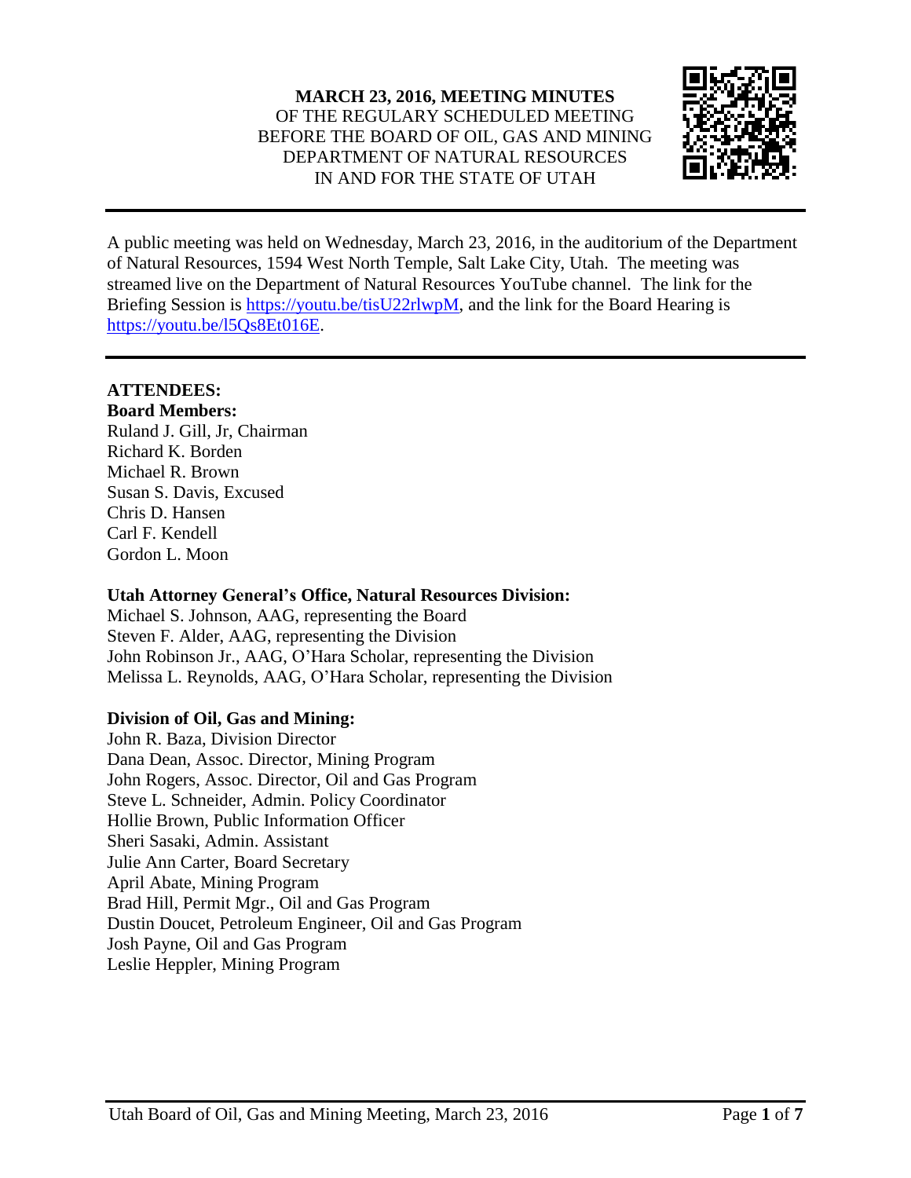**MARCH 23, 2016, MEETING MINUTES**
OF THE REGULARY SCHEDULED MEETING
BEFORE THE BOARD OF OIL, GAS AND MINING
DEPARTMENT OF NATURAL RESOURCES
IN AND FOR THE STATE OF UTAH

---

A public meeting was held on Wednesday, March 23, 2016, in the auditorium of the Department of Natural Resources, 1594 West North Temple, Salt Lake City, Utah. The meeting was streamed live on the Department of Natural Resources YouTube channel. The link for the Briefing Session is https://youtu.be/tisU22rlwpM, and the link for the Board Hearing is https://youtu.be/l5Qs8Et016E.

---

**ATTENDEES:**

**Board Members:**
Ruland J. Gill, Jr, Chairman
Richard K. Borden
Michael R. Brown
Susan S. Davis, Excused
Chris D. Hansen
Carl F. Kendell
Gordon L. Moon

**Utah Attorney General's Office, Natural Resources Division:**
Michael S. Johnson, AAG, representing the Board
Steven F. Alder, AAG, representing the Division
John Robinson Jr., AAG, O'Hara Scholar, representing the Division
Melissa L. Reynolds, AAG, O'Hara Scholar, representing the Division

**Division of Oil, Gas and Mining:**
John R. Baza, Division Director
Dana Dean, Assoc. Director, Mining Program
John Rogers, Assoc. Director, Oil and Gas Program
Steve L. Schneider, Admin. Policy Coordinator
Hollie Brown, Public Information Officer
Sheri Sasaki, Admin. Assistant
Julie Ann Carter, Board Secretary
April Abate, Mining Program
Brad Hill, Permit Mgr., Oil and Gas Program
Dustin Doucet, Petroleum Engineer, Oil and Gas Program
Josh Payne, Oil and Gas Program
Leslie Heppler, Mining Program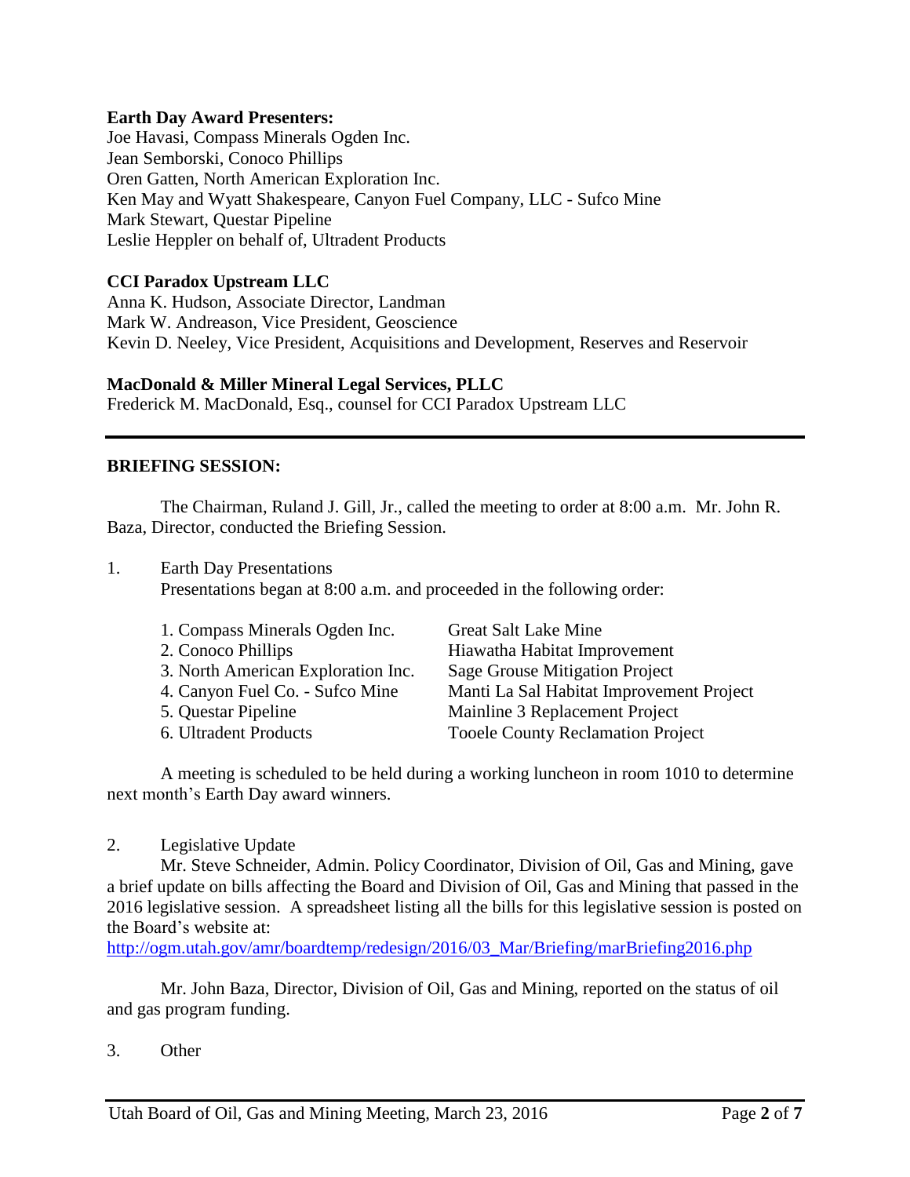**Earth Day Award Presenters:**
Joe Havasi, Compass Minerals Ogden Inc.
Jean Semborski, Conoco Phillips
Oren Gatten, North American Exploration Inc.
Ken May and Wyatt Shakespeare, Canyon Fuel Company, LLC - Sufco Mine
Mark Stewart, Questar Pipeline
Leslie Heppler on behalf of, Ultradent Products

**CCI Paradox Upstream LLC**
Anna K. Hudson, Associate Director, Landman
Mark W. Andreason, Vice President, Geoscience
Kevin D. Neeley, Vice President, Acquisitions and Development, Reserves and Reservoir

**MacDonald & Miller Mineral Legal Services, PLLC**
Frederick M. MacDonald, Esq., counsel for CCI Paradox Upstream LLC

---

**BRIEFING SESSION:**

The Chairman, Ruland J. Gill, Jr., called the meeting to order at 8:00 a.m. Mr. John R. Baza, Director, conducted the Briefing Session.

1. Earth Day Presentations
   Presentations began at 8:00 a.m. and proceeded in the following order:

| | |
|---|---|
| 1. Compass Minerals Ogden Inc. | Great Salt Lake Mine |
| 2. Conoco Phillips | Hiawatha Habitat Improvement |
| 3. North American Exploration Inc. | Sage Grouse Mitigation Project |
| 4. Canyon Fuel Co. - Sufco Mine | Manti La Sal Habitat Improvement Project |
| 5. Questar Pipeline | Mainline 3 Replacement Project |
| 6. Ultradent Products | Tooele County Reclamation Project |

A meeting is scheduled to be held during a working luncheon in room 1010 to determine next month's Earth Day award winners.

2. Legislative Update
   Mr. Steve Schneider, Admin. Policy Coordinator, Division of Oil, Gas and Mining, gave a brief update on bills affecting the Board and Division of Oil, Gas and Mining that passed in the 2016 legislative session. A spreadsheet listing all the bills for this legislative session is posted on the Board's website at:
   http://ogm.utah.gov/amr/boardtemp/redesign/2016/03_Mar/Briefing/marBriefing2016.php

   Mr. John Baza, Director, Division of Oil, Gas and Mining, reported on the status of oil and gas program funding.

3. Other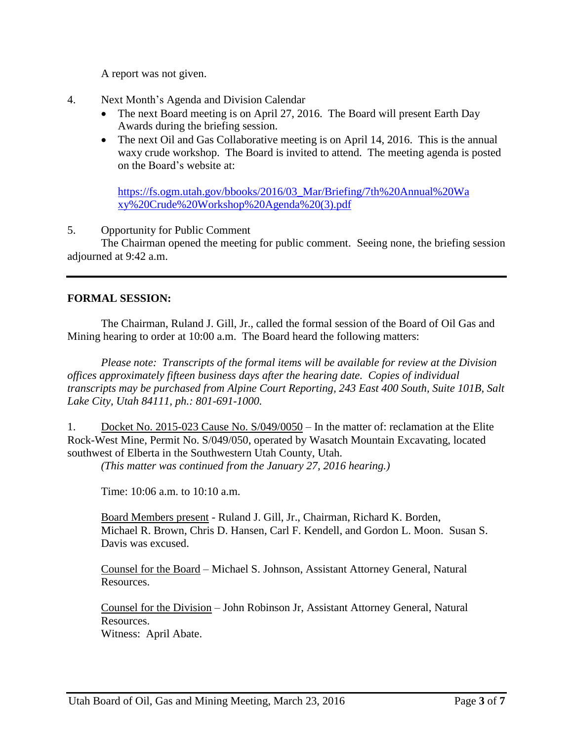A report was not given.

4. Next Month's Agenda and Division Calendar
   - The next Board meeting is on April 27, 2016. The Board will present Earth Day Awards during the briefing session.
   - The next Oil and Gas Collaborative meeting is on April 14, 2016. This is the annual waxy crude workshop. The Board is invited to attend. The meeting agenda is posted on the Board's website at:

     https://fs.ogm.utah.gov/bbooks/2016/03_Mar/Briefing/7th%20Annual%20Waxy%20Crude%20Workshop%20Agenda%20(3).pdf

5. Opportunity for Public Comment

The Chairman opened the meeting for public comment. Seeing none, the briefing session adjourned at 9:42 a.m.

---

**FORMAL SESSION:**

The Chairman, Ruland J. Gill, Jr., called the formal session of the Board of Oil Gas and Mining hearing to order at 10:00 a.m. The Board heard the following matters:

*Please note: Transcripts of the formal items will be available for review at the Division offices approximately fifteen business days after the hearing date. Copies of individual transcripts may be purchased from Alpine Court Reporting, 243 East 400 South, Suite 101B, Salt Lake City, Utah 84111, ph.: 801-691-1000.*

1. Docket No. 2015-023 Cause No. S/049/0050 – In the matter of: reclamation at the Elite Rock-West Mine, Permit No. S/049/050, operated by Wasatch Mountain Excavating, located southwest of Elberta in the Southwestern Utah County, Utah.
*(This matter was continued from the January 27, 2016 hearing.)*

Time: 10:06 a.m. to 10:10 a.m.

Board Members present - Ruland J. Gill, Jr., Chairman, Richard K. Borden, Michael R. Brown, Chris D. Hansen, Carl F. Kendell, and Gordon L. Moon. Susan S. Davis was excused.

Counsel for the Board – Michael S. Johnson, Assistant Attorney General, Natural Resources.

Counsel for the Division – John Robinson Jr, Assistant Attorney General, Natural Resources.
Witness: April Abate.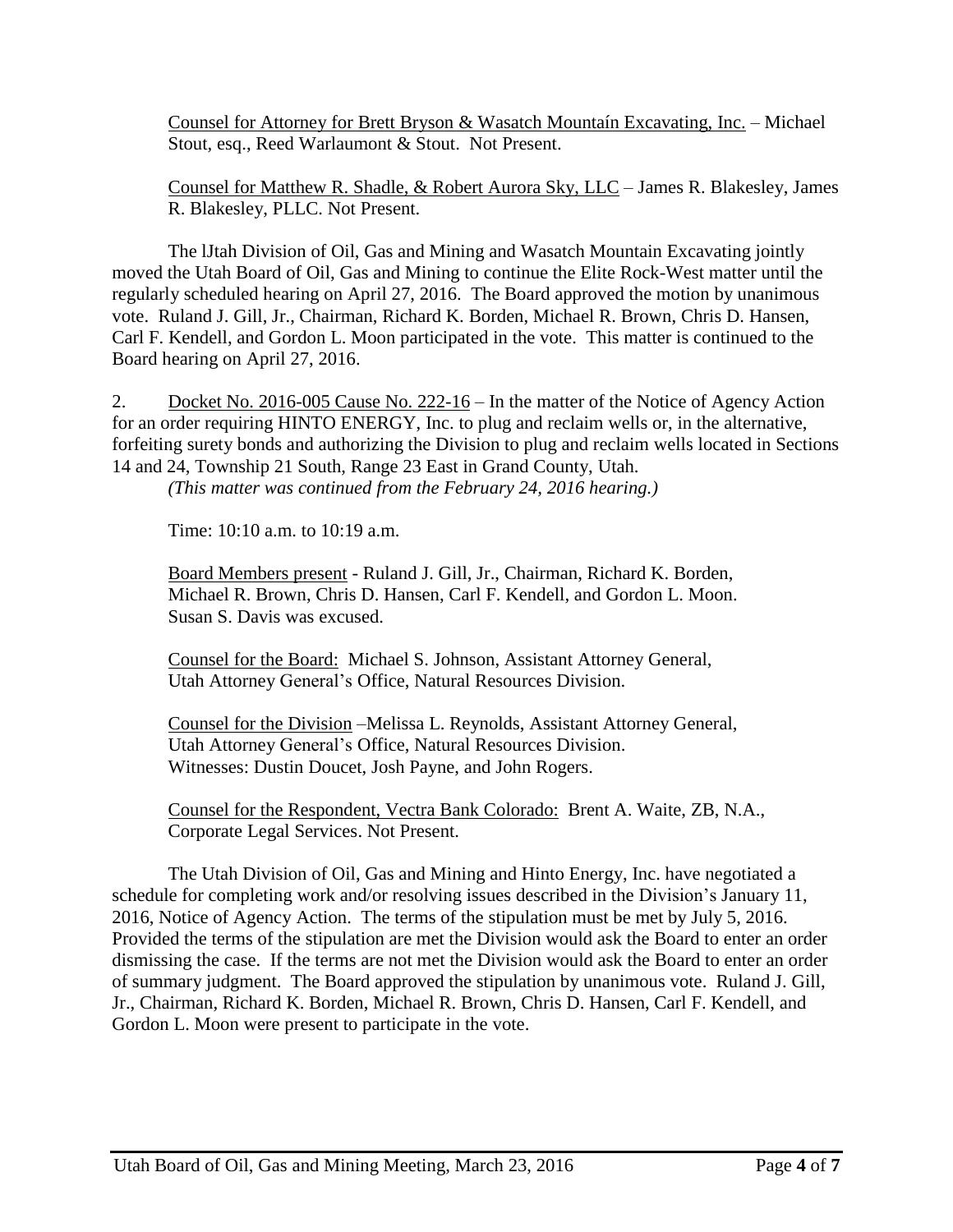Counsel for Attorney for Brett Bryson & Wasatch Mountaín Excavating, Inc. – Michael Stout, esq., Reed Warlaumont & Stout. Not Present.

Counsel for Matthew R. Shadle, & Robert Aurora Sky, LLC – James R. Blakesley, James R. Blakesley, PLLC. Not Present.

The lJtah Division of Oil, Gas and Mining and Wasatch Mountain Excavating jointly moved the Utah Board of Oil, Gas and Mining to continue the Elite Rock-West matter until the regularly scheduled hearing on April 27, 2016. The Board approved the motion by unanimous vote. Ruland J. Gill, Jr., Chairman, Richard K. Borden, Michael R. Brown, Chris D. Hansen, Carl F. Kendell, and Gordon L. Moon participated in the vote. This matter is continued to the Board hearing on April 27, 2016.

2. Docket No. 2016-005 Cause No. 222-16 – In the matter of the Notice of Agency Action for an order requiring HINTO ENERGY, Inc. to plug and reclaim wells or, in the alternative, forfeiting surety bonds and authorizing the Division to plug and reclaim wells located in Sections 14 and 24, Township 21 South, Range 23 East in Grand County, Utah.
*(This matter was continued from the February 24, 2016 hearing.)*

Time: 10:10 a.m. to 10:19 a.m.

Board Members present - Ruland J. Gill, Jr., Chairman, Richard K. Borden, Michael R. Brown, Chris D. Hansen, Carl F. Kendell, and Gordon L. Moon. Susan S. Davis was excused.

Counsel for the Board: Michael S. Johnson, Assistant Attorney General, Utah Attorney General's Office, Natural Resources Division.

Counsel for the Division –Melissa L. Reynolds, Assistant Attorney General, Utah Attorney General's Office, Natural Resources Division. Witnesses: Dustin Doucet, Josh Payne, and John Rogers.

Counsel for the Respondent, Vectra Bank Colorado: Brent A. Waite, ZB, N.A., Corporate Legal Services. Not Present.

The Utah Division of Oil, Gas and Mining and Hinto Energy, Inc. have negotiated a schedule for completing work and/or resolving issues described in the Division's January 11, 2016, Notice of Agency Action. The terms of the stipulation must be met by July 5, 2016. Provided the terms of the stipulation are met the Division would ask the Board to enter an order dismissing the case. If the terms are not met the Division would ask the Board to enter an order of summary judgment. The Board approved the stipulation by unanimous vote. Ruland J. Gill, Jr., Chairman, Richard K. Borden, Michael R. Brown, Chris D. Hansen, Carl F. Kendell, and Gordon L. Moon were present to participate in the vote.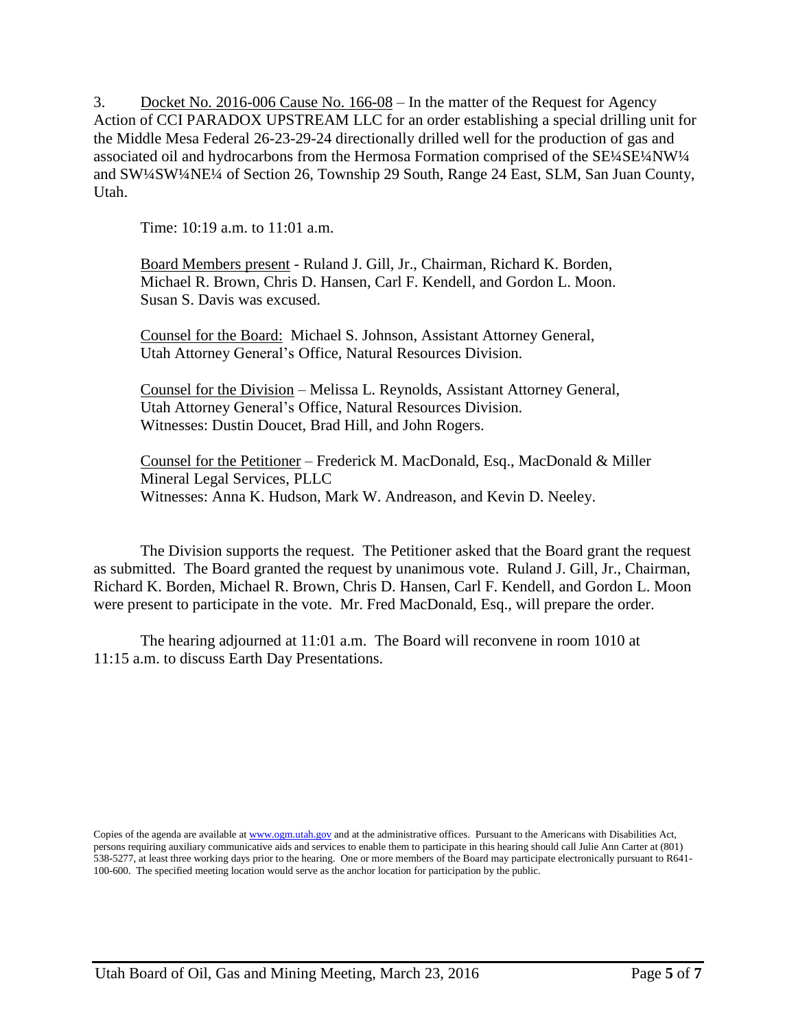3. Docket No. 2016-006 Cause No. 166-08 – In the matter of the Request for Agency Action of CCI PARADOX UPSTREAM LLC for an order establishing a special drilling unit for the Middle Mesa Federal 26-23-29-24 directionally drilled well for the production of gas and associated oil and hydrocarbons from the Hermosa Formation comprised of the SE¼SE¼NW¼ and SW¼SW¼NE¼ of Section 26, Township 29 South, Range 24 East, SLM, San Juan County, Utah.

Time: 10:19 a.m. to 11:01 a.m.

Board Members present - Ruland J. Gill, Jr., Chairman, Richard K. Borden, Michael R. Brown, Chris D. Hansen, Carl F. Kendell, and Gordon L. Moon. Susan S. Davis was excused.

Counsel for the Board: Michael S. Johnson, Assistant Attorney General, Utah Attorney General's Office, Natural Resources Division.

Counsel for the Division – Melissa L. Reynolds, Assistant Attorney General, Utah Attorney General's Office, Natural Resources Division. Witnesses: Dustin Doucet, Brad Hill, and John Rogers.

Counsel for the Petitioner – Frederick M. MacDonald, Esq., MacDonald & Miller Mineral Legal Services, PLLC
Witnesses: Anna K. Hudson, Mark W. Andreason, and Kevin D. Neeley.

The Division supports the request. The Petitioner asked that the Board grant the request as submitted. The Board granted the request by unanimous vote. Ruland J. Gill, Jr., Chairman, Richard K. Borden, Michael R. Brown, Chris D. Hansen, Carl F. Kendell, and Gordon L. Moon were present to participate in the vote. Mr. Fred MacDonald, Esq., will prepare the order.

The hearing adjourned at 11:01 a.m. The Board will reconvene in room 1010 at 11:15 a.m. to discuss Earth Day Presentations.

Copies of the agenda are available at www.ogm.utah.gov and at the administrative offices. Pursuant to the Americans with Disabilities Act, persons requiring auxiliary communicative aids and services to enable them to participate in this hearing should call Julie Ann Carter at (801) 538-5277, at least three working days prior to the hearing. One or more members of the Board may participate electronically pursuant to R641-100-600. The specified meeting location would serve as the anchor location for participation by the public.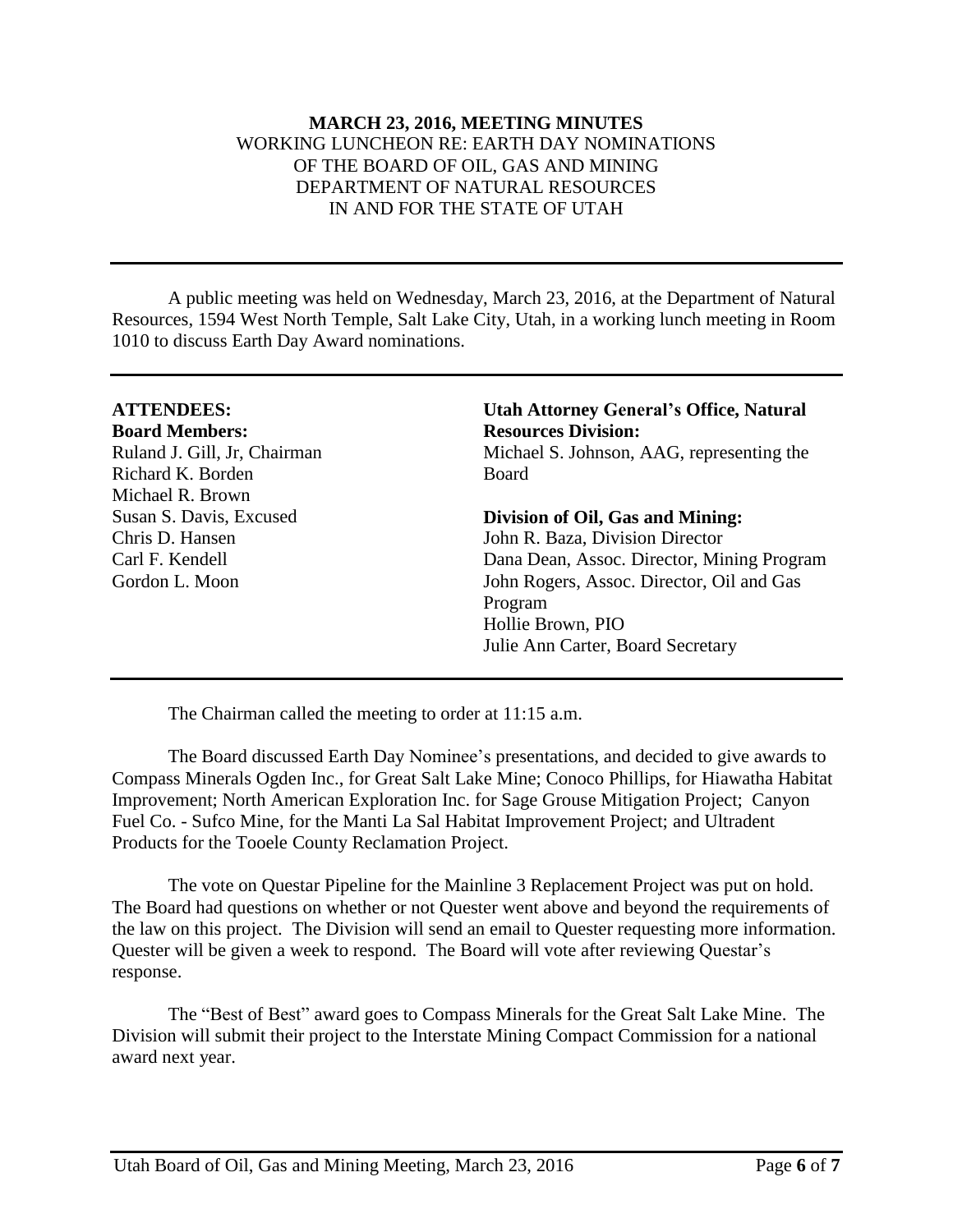**MARCH 23, 2016, MEETING MINUTES**
WORKING LUNCHEON RE: EARTH DAY NOMINATIONS
OF THE BOARD OF OIL, GAS AND MINING
DEPARTMENT OF NATURAL RESOURCES
IN AND FOR THE STATE OF UTAH

---

A public meeting was held on Wednesday, March 23, 2016, at the Department of Natural Resources, 1594 West North Temple, Salt Lake City, Utah, in a working lunch meeting in Room 1010 to discuss Earth Day Award nominations.

---

**ATTENDEES:**
**Board Members:**
Ruland J. Gill, Jr, Chairman
Richard K. Borden
Michael R. Brown
Susan S. Davis, Excused
Chris D. Hansen
Carl F. Kendell
Gordon L. Moon

**Utah Attorney General's Office, Natural Resources Division:**
Michael S. Johnson, AAG, representing the Board

**Division of Oil, Gas and Mining:**
John R. Baza, Division Director
Dana Dean, Assoc. Director, Mining Program
John Rogers, Assoc. Director, Oil and Gas Program
Hollie Brown, PIO
Julie Ann Carter, Board Secretary

---

The Chairman called the meeting to order at 11:15 a.m.

The Board discussed Earth Day Nominee's presentations, and decided to give awards to Compass Minerals Ogden Inc., for Great Salt Lake Mine; Conoco Phillips, for Hiawatha Habitat Improvement; North American Exploration Inc. for Sage Grouse Mitigation Project; Canyon Fuel Co. - Sufco Mine, for the Manti La Sal Habitat Improvement Project; and Ultradent Products for the Tooele County Reclamation Project.

The vote on Questar Pipeline for the Mainline 3 Replacement Project was put on hold. The Board had questions on whether or not Quester went above and beyond the requirements of the law on this project. The Division will send an email to Quester requesting more information. Quester will be given a week to respond. The Board will vote after reviewing Questar's response.

The "Best of Best" award goes to Compass Minerals for the Great Salt Lake Mine. The Division will submit their project to the Interstate Mining Compact Commission for a national award next year.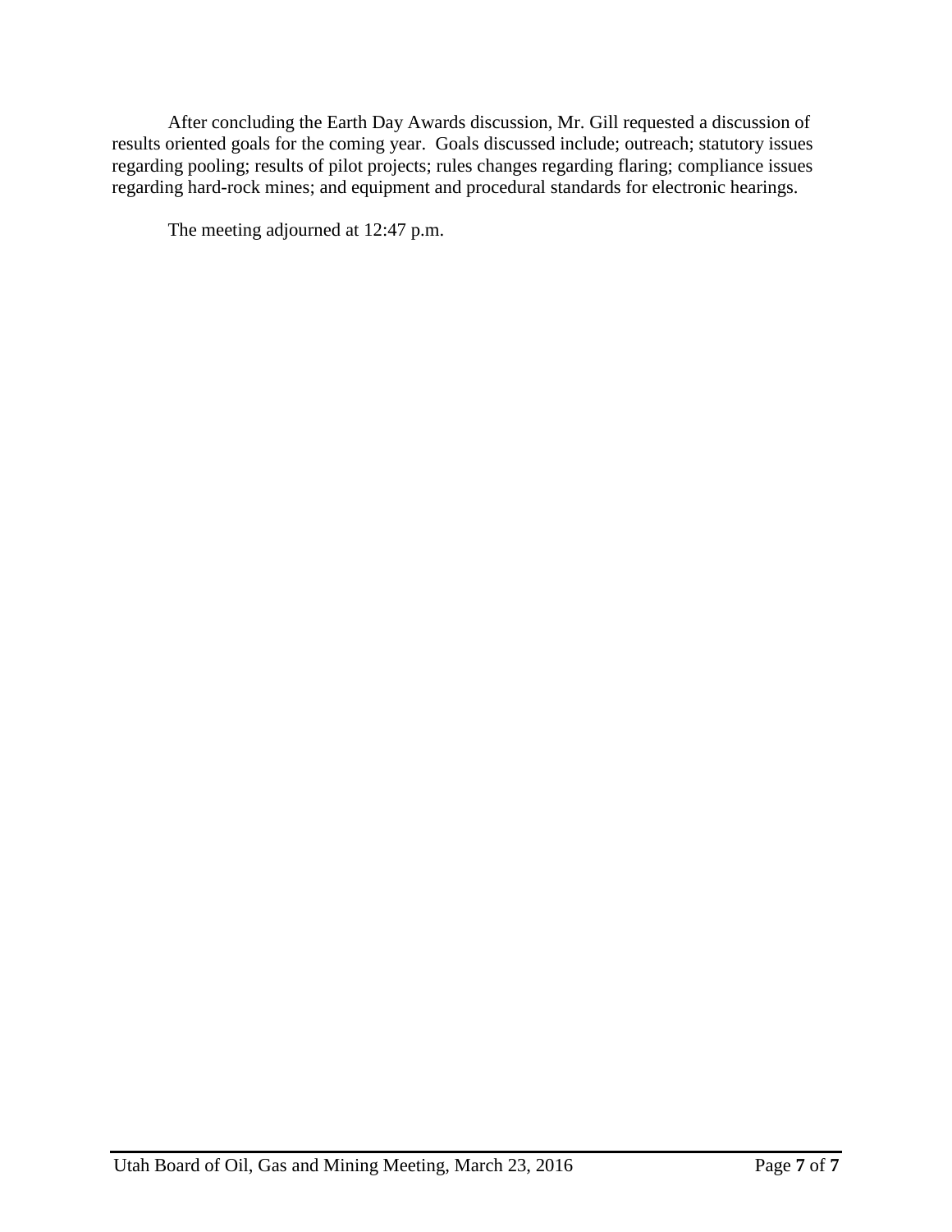After concluding the Earth Day Awards discussion, Mr. Gill requested a discussion of results oriented goals for the coming year. Goals discussed include; outreach; statutory issues regarding pooling; results of pilot projects; rules changes regarding flaring; compliance issues regarding hard-rock mines; and equipment and procedural standards for electronic hearings.

The meeting adjourned at 12:47 p.m.